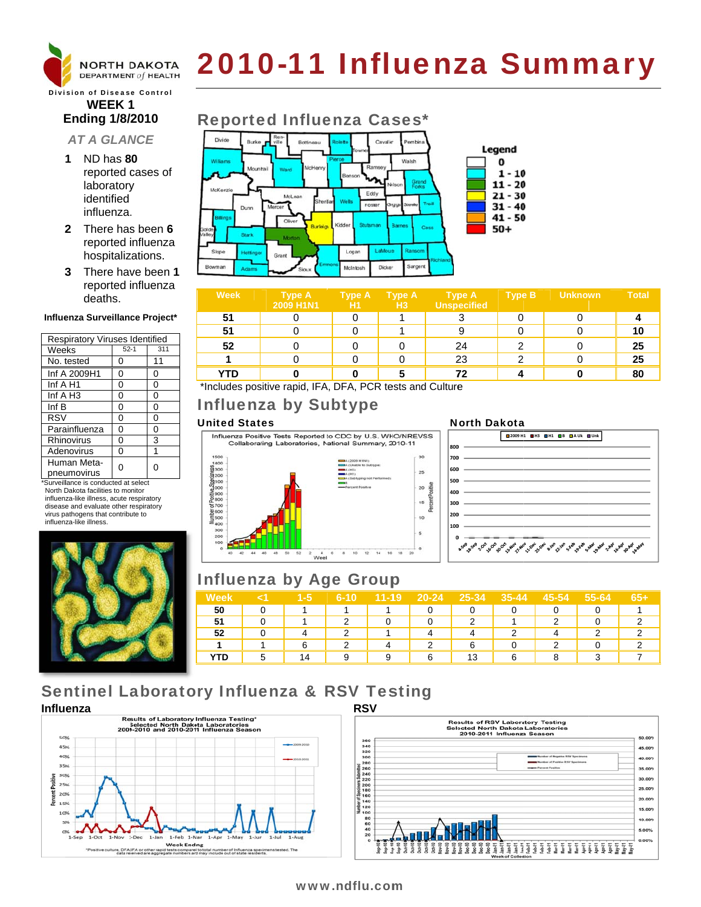# 2010-11 Influenza Summary

NORTH DAKOTA DEPARTMENT of HEALTH

Division of Disease Control

**WEEK 1**
**Ending 1/8/2010**

*AT A GLANCE*

1. ND has **80** reported cases of laboratory identified influenza.
2. There has been **6** reported influenza hospitalizations.
3. There have been **1** reported influenza deaths.

**Influenza Surveillance Project***

| Respiratory Viruses Identified | | |
|---|---|---|
| Weeks | 52-1 | 311 |
| No. tested | 0 | 11 |
| Inf A 2009H1 | 0 | 0 |
| Inf A H1 | 0 | 0 |
| Inf A H3 | 0 | 0 |
| Inf B | 0 | 0 |
| RSV | 0 | 0 |
| Parainfluenza | 0 | 0 |
| Rhinovirus | 0 | 3 |
| Adenovirus | 0 | 1 |
| Human Meta-pneumovirus | 0 | 0 |

*Surveillance is conducted at select North Dakota facilities to monitor influenza-like illness, acute respiratory disease and evaluate other respiratory virus pathogens that contribute to influenza-like illness.

## Reported Influenza Cases*

| Week | Type A 2009 H1N1 | Type A H1 | Type A H3 | Type A Unspecified | Type B | Unknown | Total |
|---|---|---|---|---|---|---|---|
| 51 | 0 | 0 | 1 | 3 | 0 | 0 | 4 |
| 51 | 0 | 0 | 1 | 9 | 0 | 0 | 10 |
| 52 | 0 | 0 | 0 | 24 | 2 | 0 | 25 |
| 1 | 0 | 0 | 0 | 23 | 2 | 0 | 25 |
| YTD | 0 | 0 | 5 | 72 | 4 | 0 | 80 |

*Includes positive rapid, IFA, DFA, PCR tests and Culture

## Influenza by Subtype

**United States**

**North Dakota**

## Influenza by Age Group

| Week | <1 | 1-5 | 6-10 | 11-19 | 20-24 | 25-34 | 35-44 | 45-54 | 55-64 | 65+ |
|---|---|---|---|---|---|---|---|---|---|---|
| 50 | 0 | 1 | 1 | 1 | 0 | 0 | 0 | 0 | 0 | 1 |
| 51 | 0 | 1 | 2 | 0 | 0 | 2 | 1 | 2 | 0 | 2 |
| 52 | 0 | 4 | 2 | 1 | 4 | 4 | 2 | 4 | 2 | 2 |
| 1 | 1 | 6 | 2 | 4 | 2 | 6 | 0 | 2 | 0 | 2 |
| YTD | 5 | 14 | 9 | 9 | 6 | 13 | 6 | 8 | 3 | 7 |

## Sentinel Laboratory Influenza & RSV Testing

**Influenza**

**RSV**

www.ndflu.com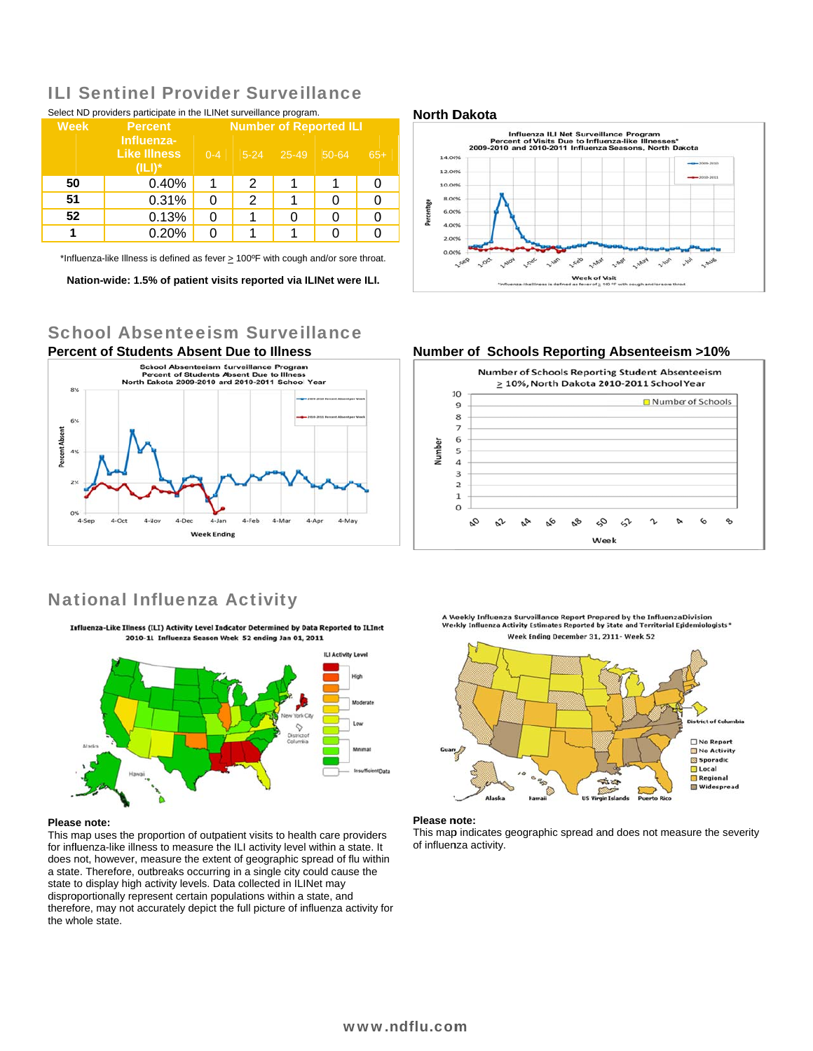## ILI Sentinel Provider Surveillance

Select ND providers participate in the ILINet surveillance program.

| Week | Percent Influenza-Like Illness (ILI)* | Number of Reported ILI | | | | |
|---|---|---|---|---|---|---|
| | | 0-4 | 5-24 | 25-49 | 50-64 | 65+ |
| 50 | 0.40% | 1 | 2 | 1 | 1 | 0 |
| 51 | 0.31% | 0 | 2 | 1 | 0 | 0 |
| 52 | 0.13% | 0 | 1 | 0 | 0 | 0 |
| 1 | 0.20% | 0 | 1 | 1 | 0 | 0 |

*Influenza-like Illness is defined as fever > 100ºF with cough and/or sore throat.

**Nation-wide: 1.5% of patient visits reported via ILINet were ILI.**

### North Dakota

Influenza ILI Net Surveillance Program
Percent of Visits Due to Influenza-like Illnesses*
2009-2010 and 2010-2011 Influenza Seasons, North Dakota

14.00%
12.00%
10.00%
8.00%
6.00%
4.00%
2.00%
0.00%

Percentage

1-Sep 1-Oct 1-Nov 1-Dec 1-Jan 1-Feb 1-Mar 1-Apr 1-May 1-Jun 1-Jul 1-Aug

Week of Visit

2009-2010
2010-2011

*Influenza-likeillness is defined as fever of ≥ 100 °F with cough and/or sore throat

## School Absenteeism Surveillance

### Percent of Students Absent Due to Illness

School Absenteeism Surveillance Program
Percent of Students Absent Due to Illness
North Dakota 2009-2010 and 2010-2011 School Year

8%
6%
4%
2%
0%

Percent Absent

4-Sep 4-Oct 4-Nov 4-Dec 4-Jan 4-Feb 4-Mar 4-Apr 4-May

Week Ending

2009-2010 Percent Absent per Week
2010-2011 Percent Absent per Week

### Number of Schools Reporting Absenteeism >10%

Number of Schools Reporting Student Absenteeism ≥ 10%, North Dakota 2010-2011 School Year

10
9
8
7
6
5
4
3
2
1
0

Number

Number of Schools

40 42 44 46 48 50 52 2 4 6 8

Week

## National Influenza Activity

Influenza-Like Illness (ILI) Activity Level Indicator Determined by Data Reported to ILINet
2010-11 Influenza Season Week 52 ending Jan 01, 2011

ILI Activity Level
High
Moderate
Low
Minimal
Insufficient Data

New York City
District of Columbia
Alaska
Hawaii

**Please note:**
This map uses the proportion of outpatient visits to health care providers for influenza-like illness to measure the ILI activity level within a state. It does not, however, measure the extent of geographic spread of flu within a state. Therefore, outbreaks occurring in a single city could cause the state to display high activity levels. Data collected in ILINet may disproportionally represent certain populations within a state, and therefore, may not accurately depict the full picture of influenza activity for the whole state.

A Weekly Influenza Surveillance Report Prepared by the Influenza Division
Weekly Influenza Activity Estimates Reported by State and Territorial Epidemiologists*
Week Ending December 31, 2011- Week 52

District of Columbia
Guam
Alaska
Hawaii
US Virgin Islands
Puerto Rico

No Report
No Activity
Sporadic
Local
Regional
Widespread

**Please note:**
This map indicates geographic spread and does not measure the severity of influenza activity.